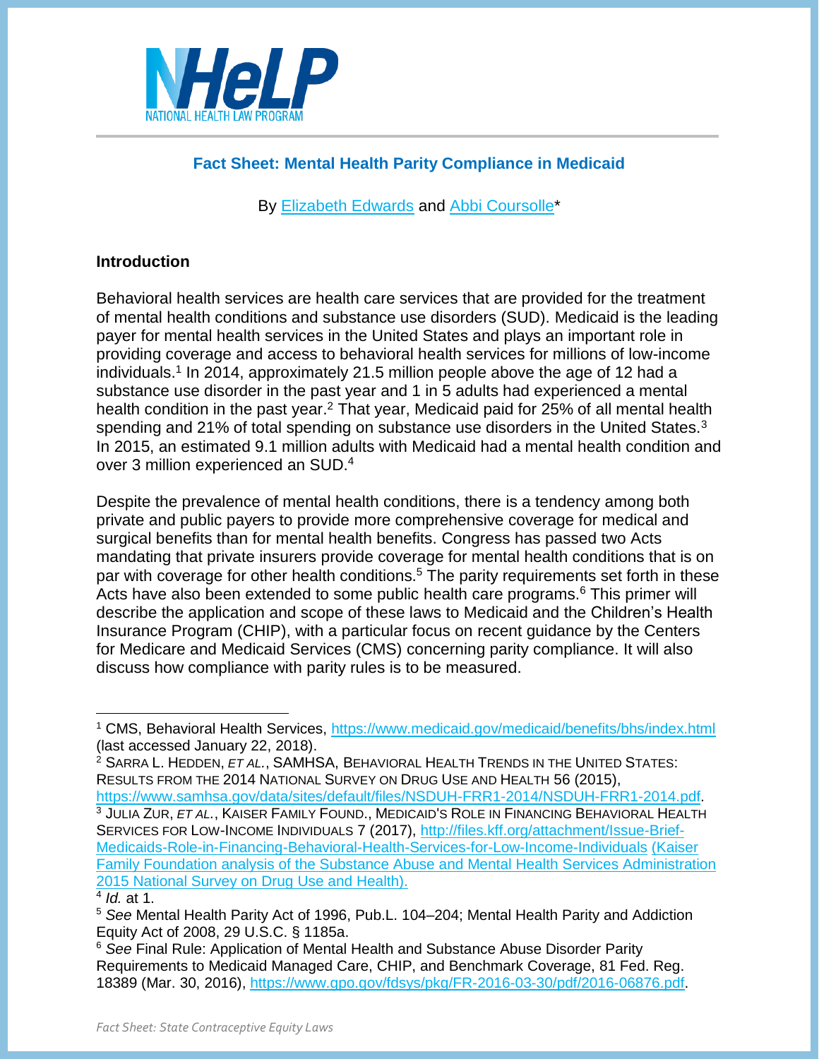NHeLP
NATIONAL HEALTH LAW PROGRAM

## Fact Sheet: Mental Health Parity Compliance in Medicaid

By Elizabeth Edwards and Abbi Coursolle*

### Introduction

Behavioral health services are health care services that are provided for the treatment of mental health conditions and substance use disorders (SUD). Medicaid is the leading payer for mental health services in the United States and plays an important role in providing coverage and access to behavioral health services for millions of low-income individuals.[1] In 2014, approximately 21.5 million people above the age of 12 had a substance use disorder in the past year and 1 in 5 adults had experienced a mental health condition in the past year.[2] That year, Medicaid paid for 25% of all mental health spending and 21% of total spending on substance use disorders in the United States.[3] In 2015, an estimated 9.1 million adults with Medicaid had a mental health condition and over 3 million experienced an SUD.[4]

Despite the prevalence of mental health conditions, there is a tendency among both private and public payers to provide more comprehensive coverage for medical and surgical benefits than for mental health benefits. Congress has passed two Acts mandating that private insurers provide coverage for mental health conditions that is on par with coverage for other health conditions.[5] The parity requirements set forth in these Acts have also been extended to some public health care programs.[6] This primer will describe the application and scope of these laws to Medicaid and the Children's Health Insurance Program (CHIP), with a particular focus on recent guidance by the Centers for Medicare and Medicaid Services (CMS) concerning parity compliance. It will also discuss how compliance with parity rules is to be measured.

---

[1] CMS, Behavioral Health Services, https://www.medicaid.gov/medicaid/benefits/bhs/index.html (last accessed January 22, 2018).

[2] SARRA L. HEDDEN, *ET AL.*, SAMHSA, BEHAVIORAL HEALTH TRENDS IN THE UNITED STATES: RESULTS FROM THE 2014 NATIONAL SURVEY ON DRUG USE AND HEALTH 56 (2015), https://www.samhsa.gov/data/sites/default/files/NSDUH-FRR1-2014/NSDUH-FRR1-2014.pdf.

[3] JULIA ZUR, *ET AL.*, KAISER FAMILY FOUND., MEDICAID'S ROLE IN FINANCING BEHAVIORAL HEALTH SERVICES FOR LOW-INCOME INDIVIDUALS 7 (2017), http://files.kff.org/attachment/Issue-Brief-Medicaids-Role-in-Financing-Behavioral-Health-Services-for-Low-Income-Individuals (Kaiser Family Foundation analysis of the Substance Abuse and Mental Health Services Administration 2015 National Survey on Drug Use and Health).

[4] *Id.* at 1.

[5] *See* Mental Health Parity Act of 1996, Pub.L. 104–204; Mental Health Parity and Addiction Equity Act of 2008, 29 U.S.C. § 1185a.

[6] *See* Final Rule: Application of Mental Health and Substance Abuse Disorder Parity Requirements to Medicaid Managed Care, CHIP, and Benchmark Coverage, 81 Fed. Reg. 18389 (Mar. 30, 2016), https://www.gpo.gov/fdsys/pkg/FR-2016-03-30/pdf/2016-06876.pdf.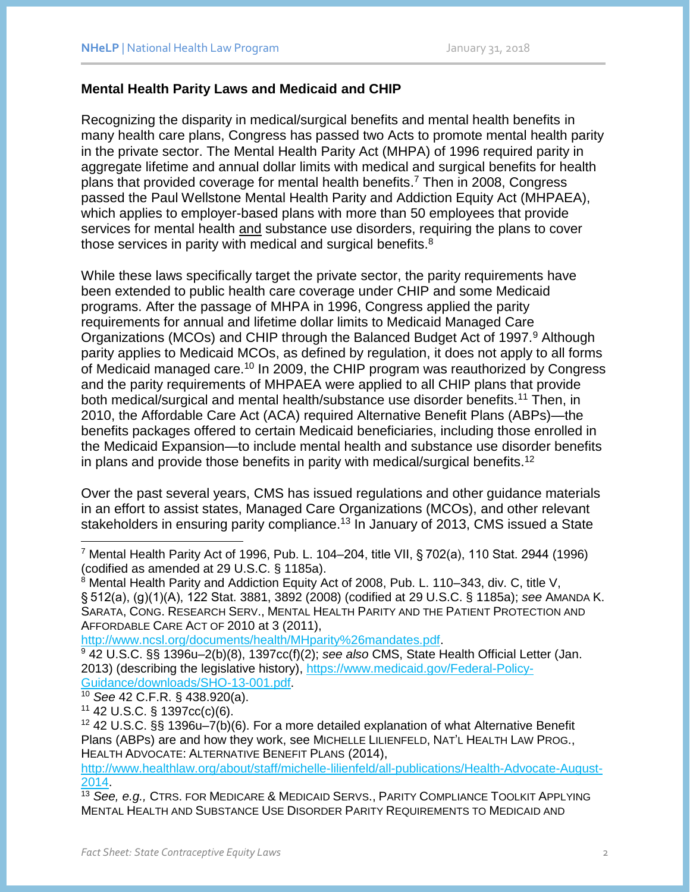**Mental Health Parity Laws and Medicaid and CHIP**

Recognizing the disparity in medical/surgical benefits and mental health benefits in many health care plans, Congress has passed two Acts to promote mental health parity in the private sector. The Mental Health Parity Act (MHPA) of 1996 required parity in aggregate lifetime and annual dollar limits with medical and surgical benefits for health plans that provided coverage for mental health benefits.[7] Then in 2008, Congress passed the Paul Wellstone Mental Health Parity and Addiction Equity Act (MHPAEA), which applies to employer-based plans with more than 50 employees that provide services for mental health and substance use disorders, requiring the plans to cover those services in parity with medical and surgical benefits.[8]

While these laws specifically target the private sector, the parity requirements have been extended to public health care coverage under CHIP and some Medicaid programs. After the passage of MHPA in 1996, Congress applied the parity requirements for annual and lifetime dollar limits to Medicaid Managed Care Organizations (MCOs) and CHIP through the Balanced Budget Act of 1997.[9] Although parity applies to Medicaid MCOs, as defined by regulation, it does not apply to all forms of Medicaid managed care.[10] In 2009, the CHIP program was reauthorized by Congress and the parity requirements of MHPAEA were applied to all CHIP plans that provide both medical/surgical and mental health/substance use disorder benefits.[11] Then, in 2010, the Affordable Care Act (ACA) required Alternative Benefit Plans (ABPs)—the benefits packages offered to certain Medicaid beneficiaries, including those enrolled in the Medicaid Expansion—to include mental health and substance use disorder benefits in plans and provide those benefits in parity with medical/surgical benefits.[12]

Over the past several years, CMS has issued regulations and other guidance materials in an effort to assist states, Managed Care Organizations (MCOs), and other relevant stakeholders in ensuring parity compliance.[13] In January of 2013, CMS issued a State

---

[7] Mental Health Parity Act of 1996, Pub. L. 104–204, title VII, § 702(a), 110 Stat. 2944 (1996) (codified as amended at 29 U.S.C. § 1185a).

[8] Mental Health Parity and Addiction Equity Act of 2008, Pub. L. 110–343, div. C, title V, § 512(a), (g)(1)(A), 122 Stat. 3881, 3892 (2008) (codified at 29 U.S.C. § 1185a); *see* AMANDA K. SARATA, CONG. RESEARCH SERV., MENTAL HEALTH PARITY AND THE PATIENT PROTECTION AND AFFORDABLE CARE ACT OF 2010 at 3 (2011), http://www.ncsl.org/documents/health/MHparity%26mandates.pdf.

[9] 42 U.S.C. §§ 1396u–2(b)(8), 1397cc(f)(2); *see also* CMS, State Health Official Letter (Jan. 2013) (describing the legislative history), https://www.medicaid.gov/Federal-Policy-Guidance/downloads/SHO-13-001.pdf.

[10] *See* 42 C.F.R. § 438.920(a).

[11] 42 U.S.C. § 1397cc(c)(6).

[12] 42 U.S.C. §§ 1396u–7(b)(6). For a more detailed explanation of what Alternative Benefit Plans (ABPs) are and how they work, see MICHELLE LILIENFELD, NAT'L HEALTH LAW PROG., HEALTH ADVOCATE: ALTERNATIVE BENEFIT PLANS (2014), http://www.healthlaw.org/about/staff/michelle-lilienfeld/all-publications/Health-Advocate-August-2014.

[13] *See, e.g.,* CTRS. FOR MEDICARE & MEDICAID SERVS., PARITY COMPLIANCE TOOLKIT APPLYING MENTAL HEALTH AND SUBSTANCE USE DISORDER PARITY REQUIREMENTS TO MEDICAID AND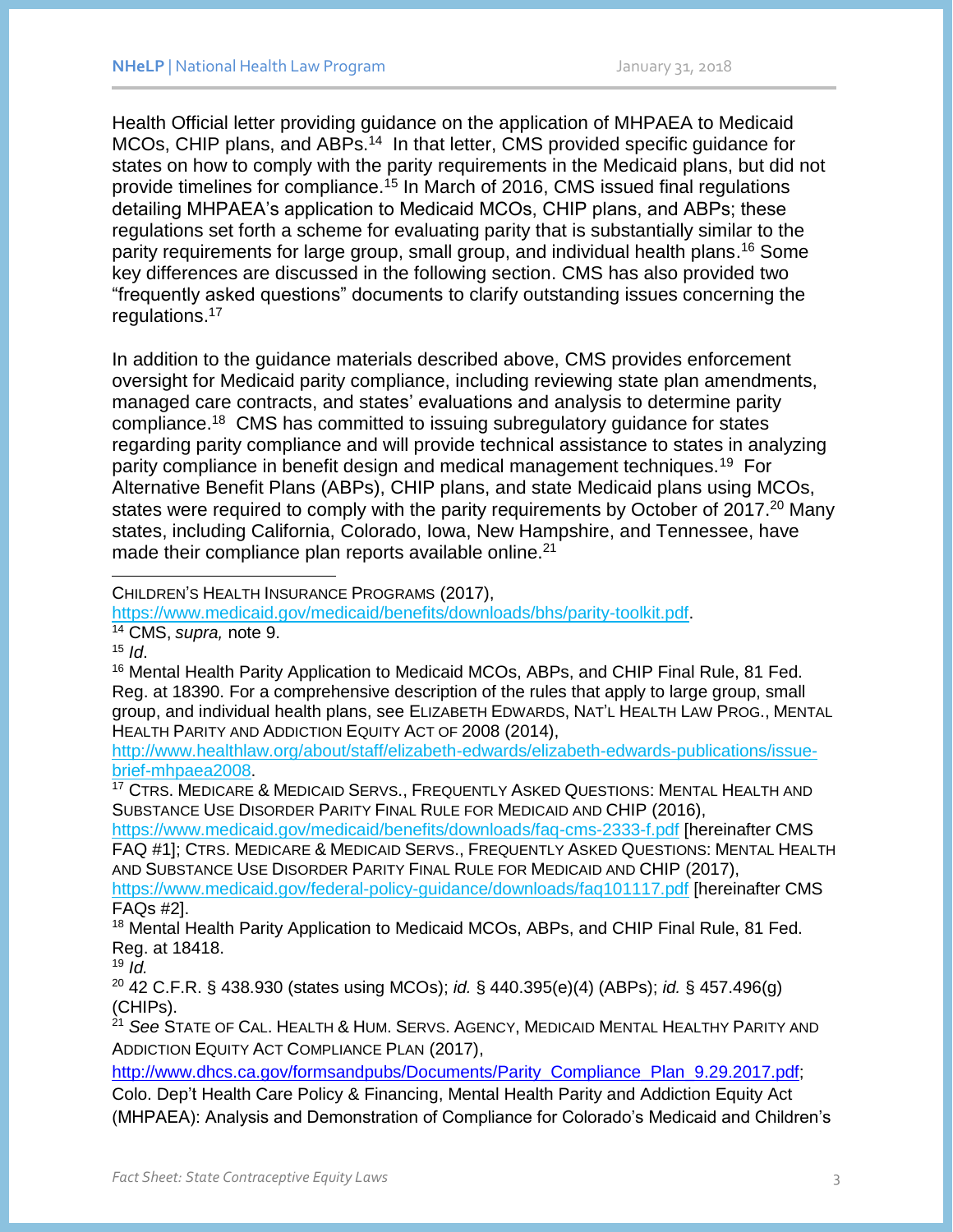Health Official letter providing guidance on the application of MHPAEA to Medicaid MCOs, CHIP plans, and ABPs.[14] In that letter, CMS provided specific guidance for states on how to comply with the parity requirements in the Medicaid plans, but did not provide timelines for compliance.[15] In March of 2016, CMS issued final regulations detailing MHPAEA's application to Medicaid MCOs, CHIP plans, and ABPs; these regulations set forth a scheme for evaluating parity that is substantially similar to the parity requirements for large group, small group, and individual health plans.[16] Some key differences are discussed in the following section. CMS has also provided two "frequently asked questions" documents to clarify outstanding issues concerning the regulations.[17]

In addition to the guidance materials described above, CMS provides enforcement oversight for Medicaid parity compliance, including reviewing state plan amendments, managed care contracts, and states' evaluations and analysis to determine parity compliance.[18] CMS has committed to issuing subregulatory guidance for states regarding parity compliance and will provide technical assistance to states in analyzing parity compliance in benefit design and medical management techniques.[19] For Alternative Benefit Plans (ABPs), CHIP plans, and state Medicaid plans using MCOs, states were required to comply with the parity requirements by October of 2017.[20] Many states, including California, Colorado, Iowa, New Hampshire, and Tennessee, have made their compliance plan reports available online.[21]

---

CHILDREN'S HEALTH INSURANCE PROGRAMS (2017), https://www.medicaid.gov/medicaid/benefits/downloads/bhs/parity-toolkit.pdf.

[14] CMS, *supra,* note 9.

[15] *Id*.

[16] Mental Health Parity Application to Medicaid MCOs, ABPs, and CHIP Final Rule, 81 Fed. Reg. at 18390. For a comprehensive description of the rules that apply to large group, small group, and individual health plans, see ELIZABETH EDWARDS, NAT'L HEALTH LAW PROG., MENTAL HEALTH PARITY AND ADDICTION EQUITY ACT OF 2008 (2014), http://www.healthlaw.org/about/staff/elizabeth-edwards/elizabeth-edwards-publications/issue-brief-mhpaea2008.

[17] CTRS. MEDICARE & MEDICAID SERVS., FREQUENTLY ASKED QUESTIONS: MENTAL HEALTH AND SUBSTANCE USE DISORDER PARITY FINAL RULE FOR MEDICAID AND CHIP (2016), https://www.medicaid.gov/medicaid/benefits/downloads/faq-cms-2333-f.pdf [hereinafter CMS FAQ #1]; CTRS. MEDICARE & MEDICAID SERVS., FREQUENTLY ASKED QUESTIONS: MENTAL HEALTH AND SUBSTANCE USE DISORDER PARITY FINAL RULE FOR MEDICAID AND CHIP (2017), https://www.medicaid.gov/federal-policy-guidance/downloads/faq101117.pdf [hereinafter CMS FAQs #2].

[18] Mental Health Parity Application to Medicaid MCOs, ABPs, and CHIP Final Rule, 81 Fed. Reg. at 18418.

[19] *Id.*

[20] 42 C.F.R. § 438.930 (states using MCOs); *id.* § 440.395(e)(4) (ABPs); *id.* § 457.496(g) (CHIPs).

[21] *See* STATE OF CAL. HEALTH & HUM. SERVS. AGENCY, MEDICAID MENTAL HEALTHY PARITY AND ADDICTION EQUITY ACT COMPLIANCE PLAN (2017), http://www.dhcs.ca.gov/formsandpubs/Documents/Parity_Compliance_Plan_9.29.2017.pdf; Colo. Dep't Health Care Policy & Financing, Mental Health Parity and Addiction Equity Act (MHPAEA): Analysis and Demonstration of Compliance for Colorado's Medicaid and Children's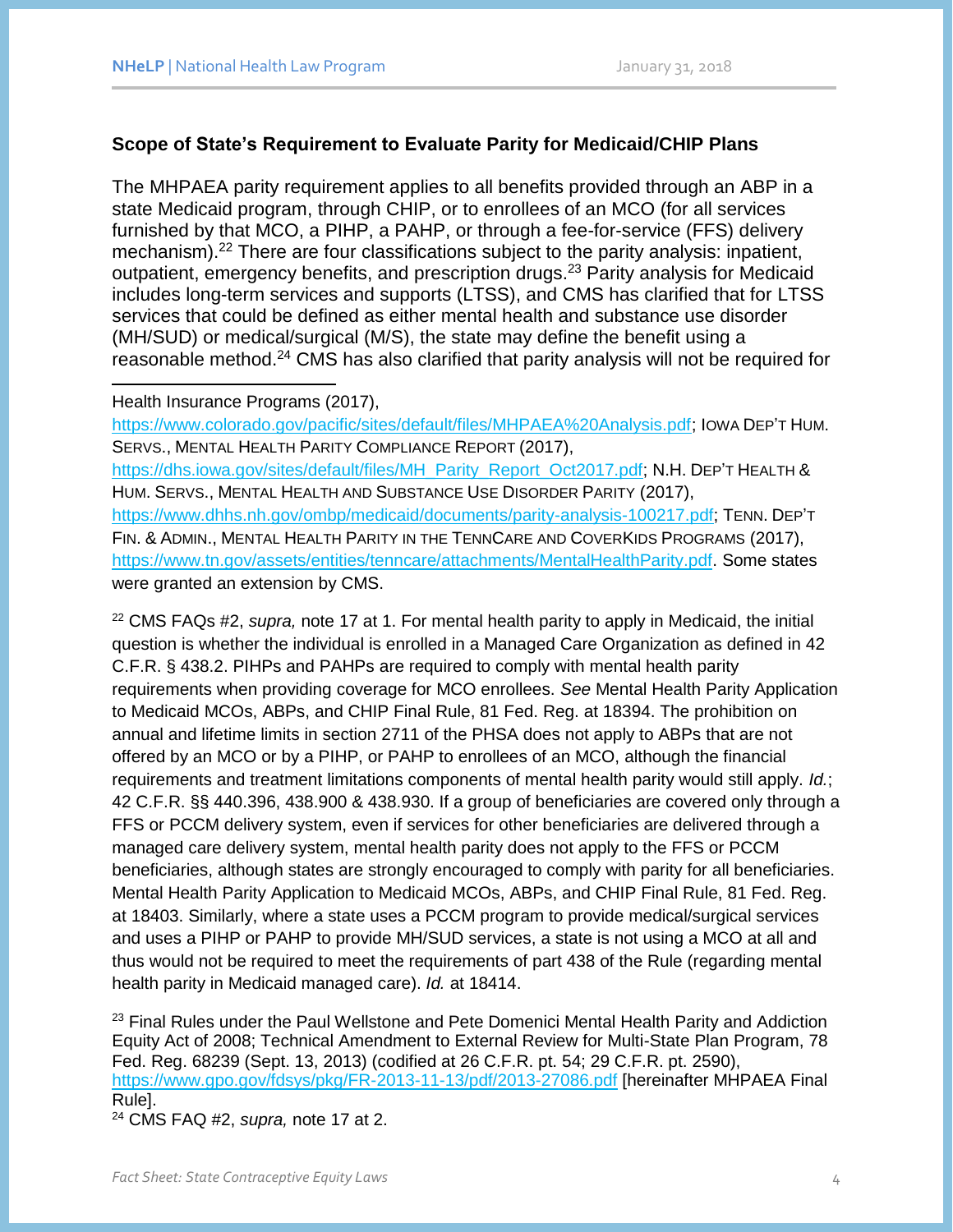## Scope of State's Requirement to Evaluate Parity for Medicaid/CHIP Plans

The MHPAEA parity requirement applies to all benefits provided through an ABP in a state Medicaid program, through CHIP, or to enrollees of an MCO (for all services furnished by that MCO, a PIHP, a PAHP, or through a fee-for-service (FFS) delivery mechanism).[22] There are four classifications subject to the parity analysis: inpatient, outpatient, emergency benefits, and prescription drugs.[23] Parity analysis for Medicaid includes long-term services and supports (LTSS), and CMS has clarified that for LTSS services that could be defined as either mental health and substance use disorder (MH/SUD) or medical/surgical (M/S), the state may define the benefit using a reasonable method.[24] CMS has also clarified that parity analysis will not be required for

---

Health Insurance Programs (2017), https://www.colorado.gov/pacific/sites/default/files/MHPAEA%20Analysis.pdf; IOWA DEP'T HUM. SERVS., MENTAL HEALTH PARITY COMPLIANCE REPORT (2017), https://dhs.iowa.gov/sites/default/files/MH_Parity_Report_Oct2017.pdf; N.H. DEP'T HEALTH & HUM. SERVS., MENTAL HEALTH AND SUBSTANCE USE DISORDER PARITY (2017), https://www.dhhs.nh.gov/ombp/medicaid/documents/parity-analysis-100217.pdf; TENN. DEP'T FIN. & ADMIN., MENTAL HEALTH PARITY IN THE TENNCARE AND COVERKIDS PROGRAMS (2017), https://www.tn.gov/assets/entities/tenncare/attachments/MentalHealthParity.pdf. Some states were granted an extension by CMS.

[22] CMS FAQs #2, *supra,* note 17 at 1. For mental health parity to apply in Medicaid, the initial question is whether the individual is enrolled in a Managed Care Organization as defined in 42 C.F.R. § 438.2. PIHPs and PAHPs are required to comply with mental health parity requirements when providing coverage for MCO enrollees. *See* Mental Health Parity Application to Medicaid MCOs, ABPs, and CHIP Final Rule, 81 Fed. Reg. at 18394. The prohibition on annual and lifetime limits in section 2711 of the PHSA does not apply to ABPs that are not offered by an MCO or by a PIHP, or PAHP to enrollees of an MCO, although the financial requirements and treatment limitations components of mental health parity would still apply. *Id.*; 42 C.F.R. §§ 440.396, 438.900 & 438.930. If a group of beneficiaries are covered only through a FFS or PCCM delivery system, even if services for other beneficiaries are delivered through a managed care delivery system, mental health parity does not apply to the FFS or PCCM beneficiaries, although states are strongly encouraged to comply with parity for all beneficiaries. Mental Health Parity Application to Medicaid MCOs, ABPs, and CHIP Final Rule, 81 Fed. Reg. at 18403. Similarly, where a state uses a PCCM program to provide medical/surgical services and uses a PIHP or PAHP to provide MH/SUD services, a state is not using a MCO at all and thus would not be required to meet the requirements of part 438 of the Rule (regarding mental health parity in Medicaid managed care). *Id.* at 18414.

[23] Final Rules under the Paul Wellstone and Pete Domenici Mental Health Parity and Addiction Equity Act of 2008; Technical Amendment to External Review for Multi-State Plan Program, 78 Fed. Reg. 68239 (Sept. 13, 2013) (codified at 26 C.F.R. pt. 54; 29 C.F.R. pt. 2590), https://www.gpo.gov/fdsys/pkg/FR-2013-11-13/pdf/2013-27086.pdf [hereinafter MHPAEA Final Rule].

[24] CMS FAQ #2, *supra,* note 17 at 2.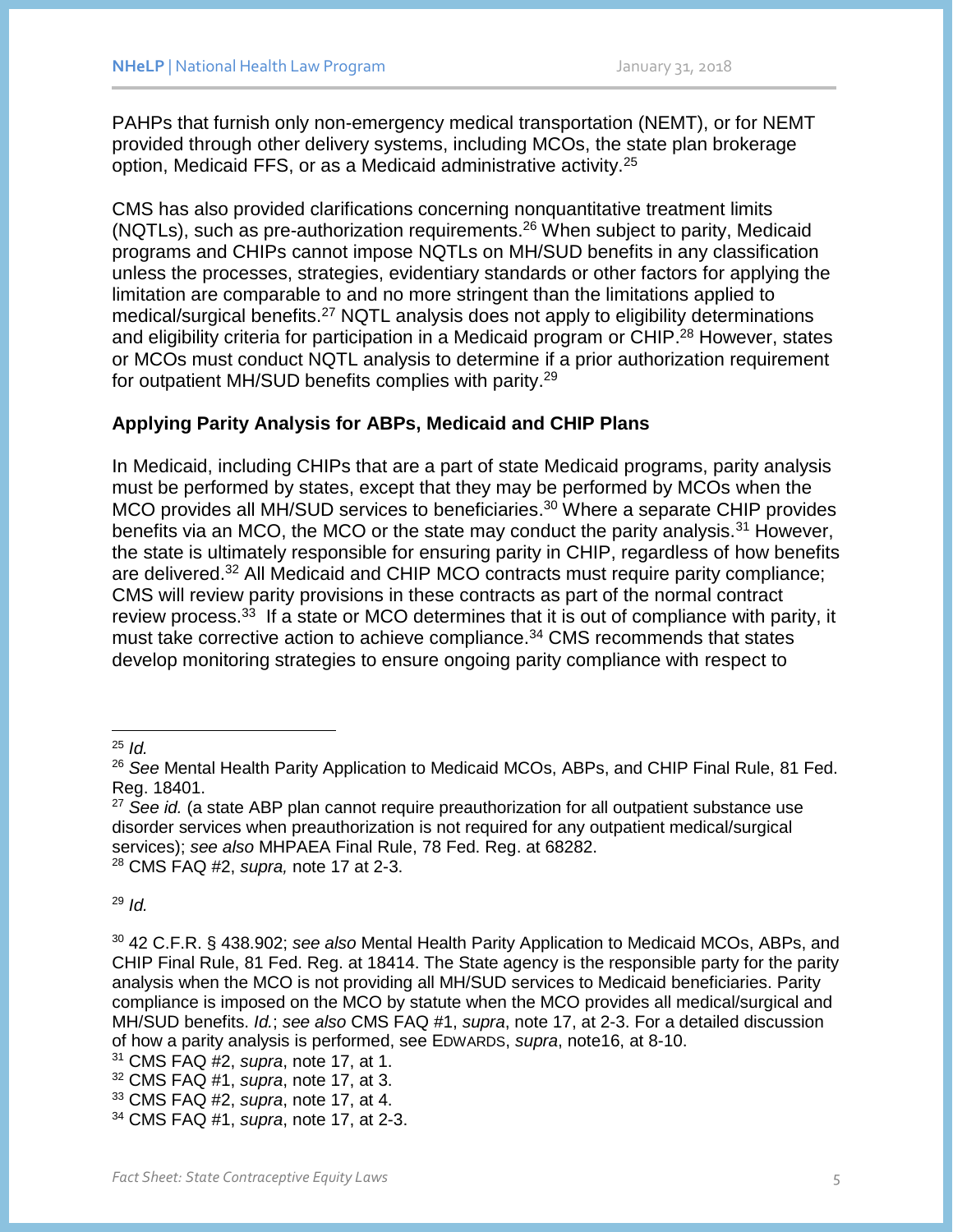PAHPs that furnish only non-emergency medical transportation (NEMT), or for NEMT provided through other delivery systems, including MCOs, the state plan brokerage option, Medicaid FFS, or as a Medicaid administrative activity.[25]

CMS has also provided clarifications concerning nonquantitative treatment limits (NQTLs), such as pre-authorization requirements.[26] When subject to parity, Medicaid programs and CHIPs cannot impose NQTLs on MH/SUD benefits in any classification unless the processes, strategies, evidentiary standards or other factors for applying the limitation are comparable to and no more stringent than the limitations applied to medical/surgical benefits.[27] NQTL analysis does not apply to eligibility determinations and eligibility criteria for participation in a Medicaid program or CHIP.[28] However, states or MCOs must conduct NQTL analysis to determine if a prior authorization requirement for outpatient MH/SUD benefits complies with parity.[29]

**Applying Parity Analysis for ABPs, Medicaid and CHIP Plans**

In Medicaid, including CHIPs that are a part of state Medicaid programs, parity analysis must be performed by states, except that they may be performed by MCOs when the MCO provides all MH/SUD services to beneficiaries.[30] Where a separate CHIP provides benefits via an MCO, the MCO or the state may conduct the parity analysis.[31] However, the state is ultimately responsible for ensuring parity in CHIP, regardless of how benefits are delivered.[32] All Medicaid and CHIP MCO contracts must require parity compliance; CMS will review parity provisions in these contracts as part of the normal contract review process.[33] If a state or MCO determines that it is out of compliance with parity, it must take corrective action to achieve compliance.[34] CMS recommends that states develop monitoring strategies to ensure ongoing parity compliance with respect to

---

[25] *Id.*

[26] *See* Mental Health Parity Application to Medicaid MCOs, ABPs, and CHIP Final Rule, 81 Fed. Reg. 18401.

[27] *See id.* (a state ABP plan cannot require preauthorization for all outpatient substance use disorder services when preauthorization is not required for any outpatient medical/surgical services); *see also* MHPAEA Final Rule, 78 Fed. Reg. at 68282.

[28] CMS FAQ #2, *supra,* note 17 at 2-3.

[29] *Id.*

[30] 42 C.F.R. § 438.902; *see also* Mental Health Parity Application to Medicaid MCOs, ABPs, and CHIP Final Rule, 81 Fed. Reg. at 18414. The State agency is the responsible party for the parity analysis when the MCO is not providing all MH/SUD services to Medicaid beneficiaries. Parity compliance is imposed on the MCO by statute when the MCO provides all medical/surgical and MH/SUD benefits. *Id.*; *see also* CMS FAQ #1, *supra*, note 17, at 2-3. For a detailed discussion of how a parity analysis is performed, see EDWARDS, *supra*, note16, at 8-10.

[31] CMS FAQ #2, *supra*, note 17, at 1.

[32] CMS FAQ #1, *supra*, note 17, at 3.

[33] CMS FAQ #2, *supra*, note 17, at 4.

[34] CMS FAQ #1, *supra*, note 17, at 2-3.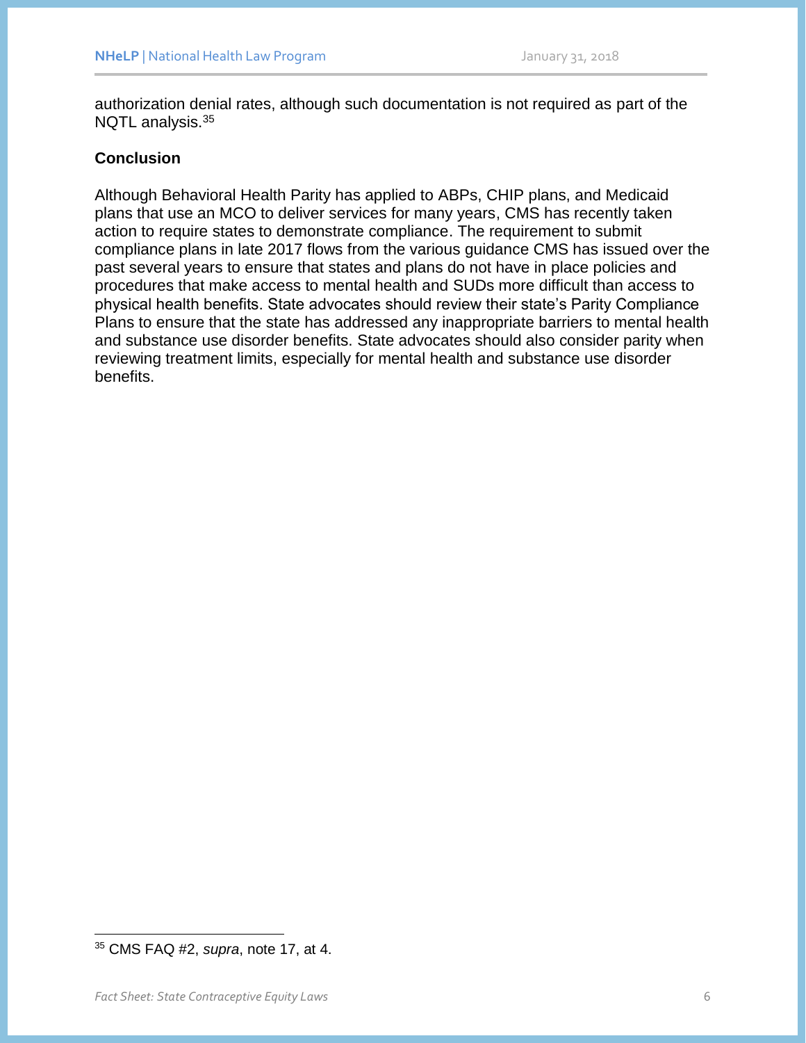authorization denial rates, although such documentation is not required as part of the NQTL analysis.[35]

**Conclusion**

Although Behavioral Health Parity has applied to ABPs, CHIP plans, and Medicaid plans that use an MCO to deliver services for many years, CMS has recently taken action to require states to demonstrate compliance. The requirement to submit compliance plans in late 2017 flows from the various guidance CMS has issued over the past several years to ensure that states and plans do not have in place policies and procedures that make access to mental health and SUDs more difficult than access to physical health benefits. State advocates should review their state's Parity Compliance Plans to ensure that the state has addressed any inappropriate barriers to mental health and substance use disorder benefits. State advocates should also consider parity when reviewing treatment limits, especially for mental health and substance use disorder benefits.

---

[35] CMS FAQ #2, *supra*, note 17, at 4.